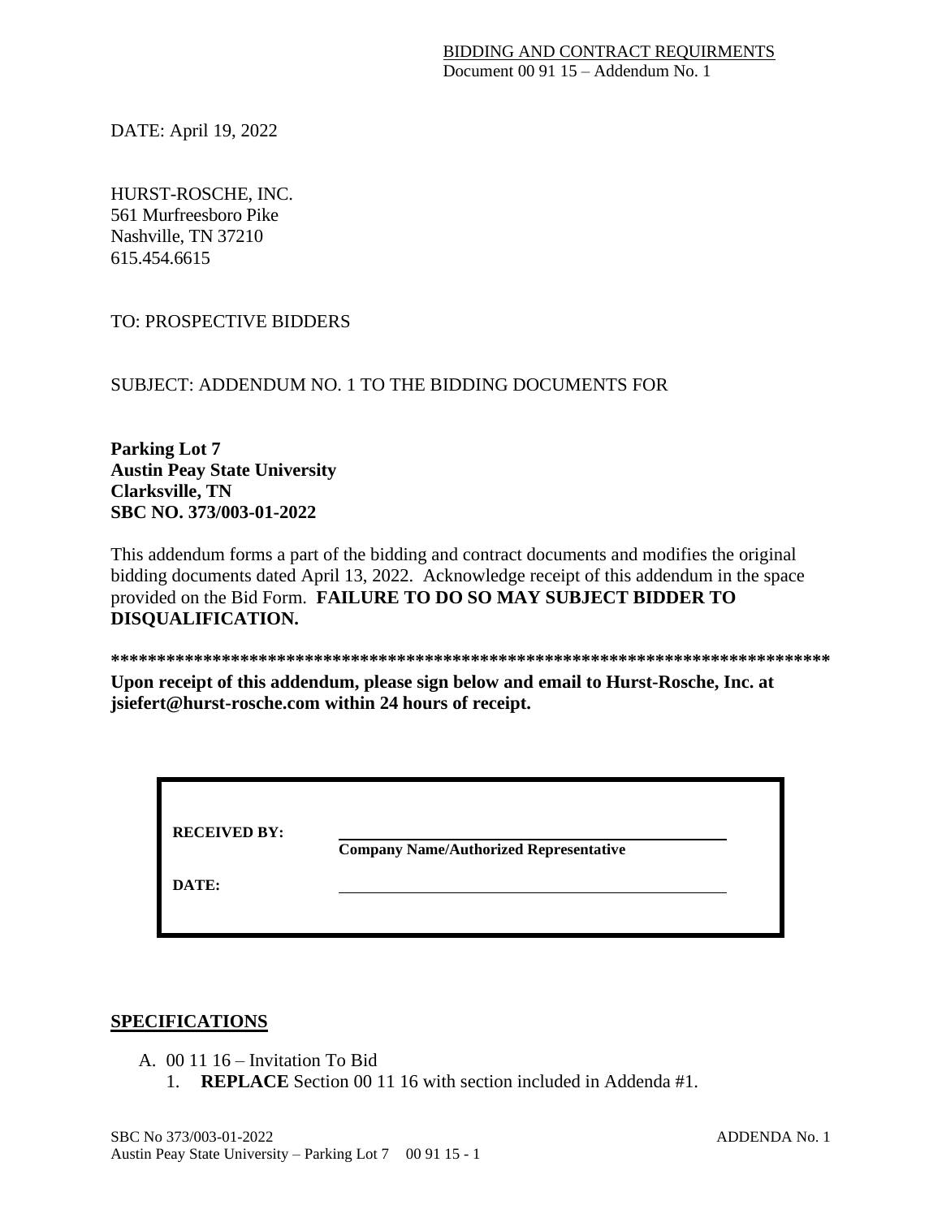BIDDING AND CONTRACT REQUIRMENTS
Document 00 91 15 – Addendum No. 1

DATE: April 19, 2022

HURST-ROSCHE, INC.
561 Murfreesboro Pike
Nashville, TN 37210
615.454.6615

TO: PROSPECTIVE BIDDERS

SUBJECT: ADDENDUM NO. 1 TO THE BIDDING DOCUMENTS FOR

**Parking Lot 7**
**Austin Peay State University**
**Clarksville, TN**
**SBC NO. 373/003-01-2022**

This addendum forms a part of the bidding and contract documents and modifies the original bidding documents dated April 13, 2022. Acknowledge receipt of this addendum in the space provided on the Bid Form. **FAILURE TO DO SO MAY SUBJECT BIDDER TO DISQUALIFICATION.**

**********************************************************************************

**Upon receipt of this addendum, please sign below and email to Hurst-Rosche, Inc. at jsiefert@hurst-rosche.com within 24 hours of receipt.**

| | |
|---|---|
| **RECEIVED BY:** | ______________________________ **Company Name/Authorized Representative** |
| **DATE:** | ______________________________ |

## SPECIFICATIONS

A. 00 11 16 – Invitation To Bid
   1. **REPLACE** Section 00 11 16 with section included in Addenda #1.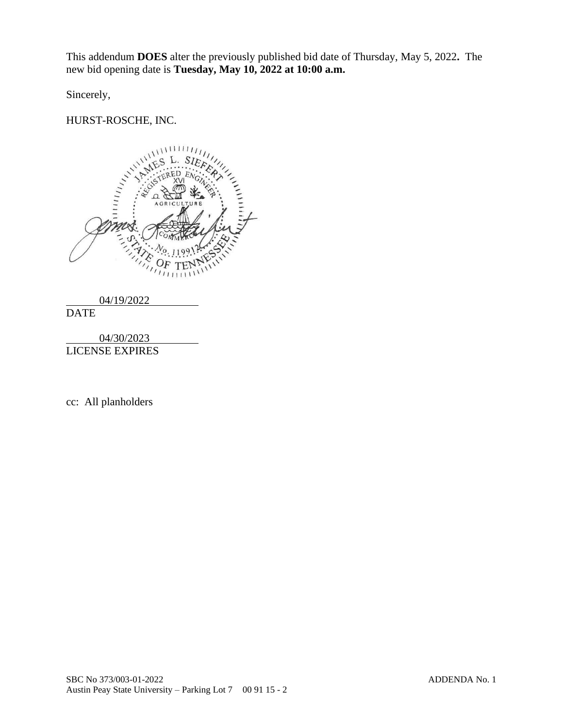This addendum **DOES** alter the previously published bid date of Thursday, May 5, 2022**.** The new bid opening date is **Tuesday, May 10, 2022 at 10:00 a.m.**

Sincerely,

HURST-ROSCHE, INC.

JAMES L. SIEFERT
REGISTERED ENGINEER
XVI
AGRICULTURE
COMMERCE
No. 119912
STATE OF TENNESSEE

04/19/2022
DATE

04/30/2023
LICENSE EXPIRES

cc: All planholders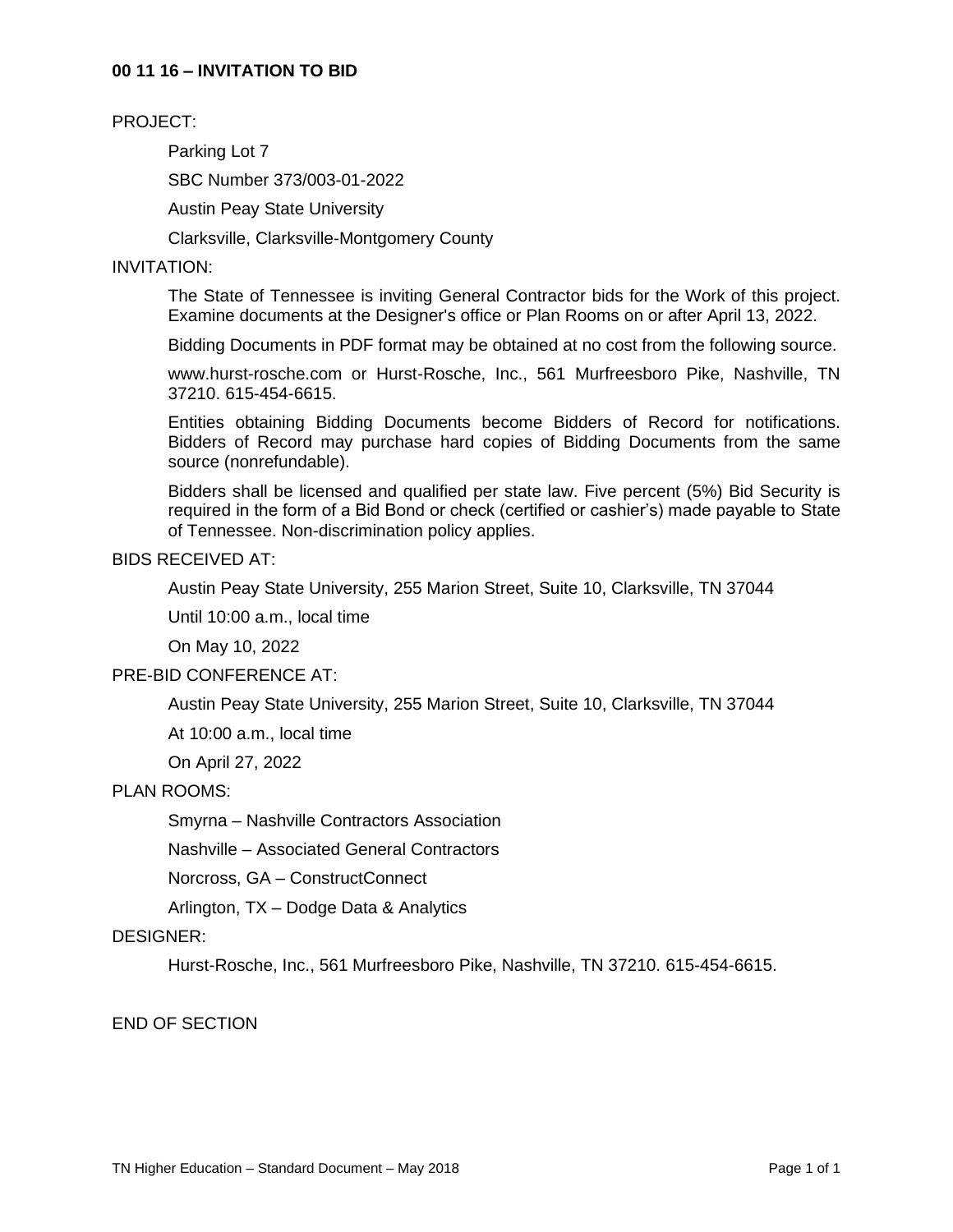## 00 11 16 – INVITATION TO BID

PROJECT:

Parking Lot 7

SBC Number 373/003-01-2022

Austin Peay State University

Clarksville, Clarksville-Montgomery County

INVITATION:

The State of Tennessee is inviting General Contractor bids for the Work of this project. Examine documents at the Designer's office or Plan Rooms on or after April 13, 2022.

Bidding Documents in PDF format may be obtained at no cost from the following source.

www.hurst-rosche.com or Hurst-Rosche, Inc., 561 Murfreesboro Pike, Nashville, TN 37210. 615-454-6615.

Entities obtaining Bidding Documents become Bidders of Record for notifications. Bidders of Record may purchase hard copies of Bidding Documents from the same source (nonrefundable).

Bidders shall be licensed and qualified per state law. Five percent (5%) Bid Security is required in the form of a Bid Bond or check (certified or cashier's) made payable to State of Tennessee. Non-discrimination policy applies.

BIDS RECEIVED AT:

Austin Peay State University, 255 Marion Street, Suite 10, Clarksville, TN 37044

Until 10:00 a.m., local time

On May 10, 2022

PRE-BID CONFERENCE AT:

Austin Peay State University, 255 Marion Street, Suite 10, Clarksville, TN 37044

At 10:00 a.m., local time

On April 27, 2022

PLAN ROOMS:

Smyrna – Nashville Contractors Association

Nashville – Associated General Contractors

Norcross, GA – ConstructConnect

Arlington, TX – Dodge Data & Analytics

DESIGNER:

Hurst-Rosche, Inc., 561 Murfreesboro Pike, Nashville, TN 37210. 615-454-6615.

END OF SECTION